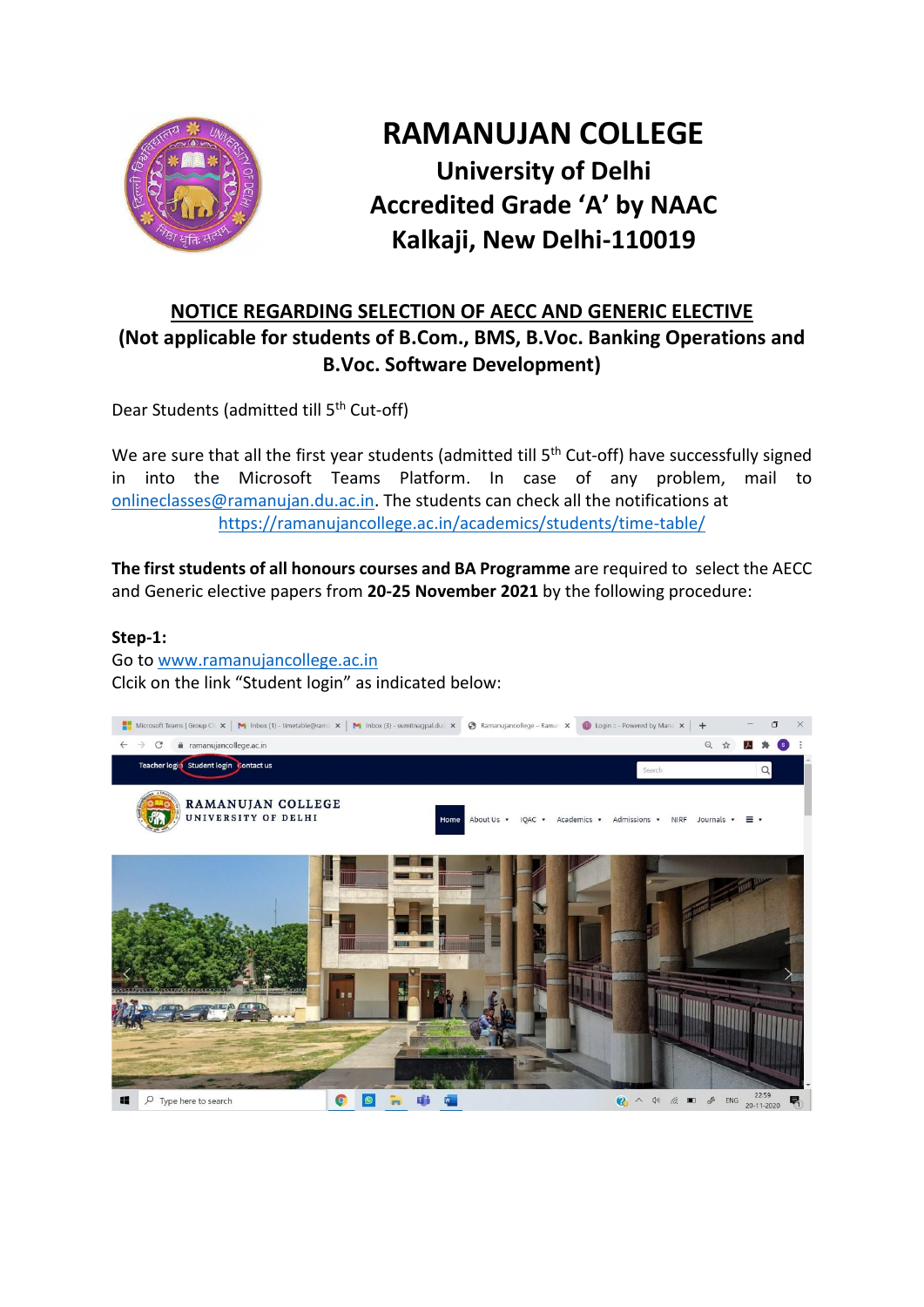# RAMANUJAN COLLEGE

## University of Delhi
## Accredited Grade 'A' by NAAC
## Kalkaji, New Delhi-110019

## NOTICE REGARDING SELECTION OF AECC AND GENERIC ELECTIVE

**(Not applicable for students of B.Com., BMS, B.Voc. Banking Operations and B.Voc. Software Development)**

Dear Students (admitted till 5th Cut-off)

We are sure that all the first year students (admitted till 5th Cut-off) have successfully signed in into the Microsoft Teams Platform. In case of any problem, mail to onlineclasses@ramanujan.du.ac.in. The students can check all the notifications at https://ramanujancollege.ac.in/academics/students/time-table/

**The first students of all honours courses and BA Programme** are required to select the AECC and Generic elective papers from **20-25 November 2021** by the following procedure:

**Step-1:**

Go to www.ramanujancollege.ac.in

Clcik on the link "Student login" as indicated below: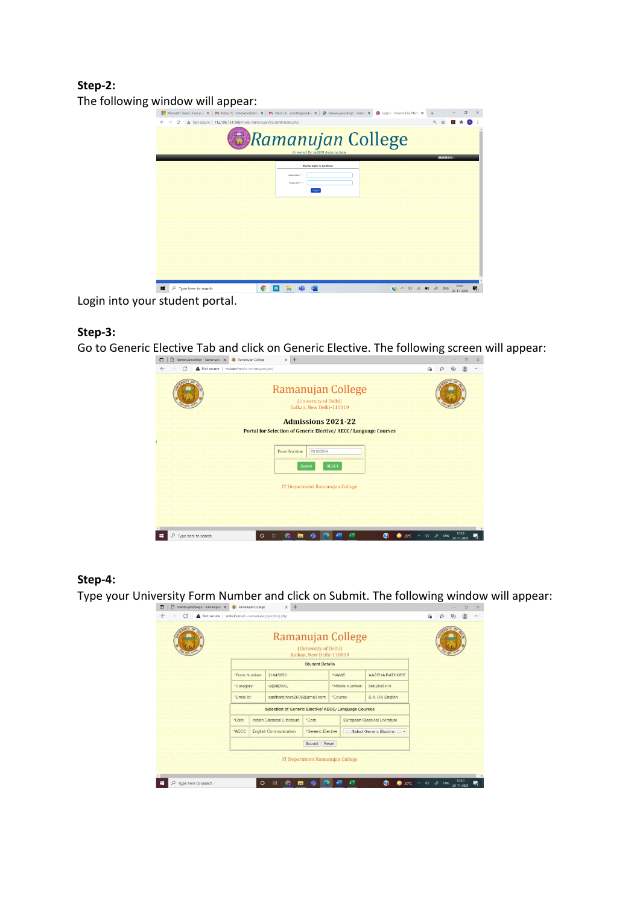**Step-2:**
The following window will appear:

Login into your student portal.

**Step-3:**
Go to Generic Elective Tab and click on Generic Elective. The following screen will appear:

**Step-4:**
Type your University Form Number and click on Submit. The following window will appear: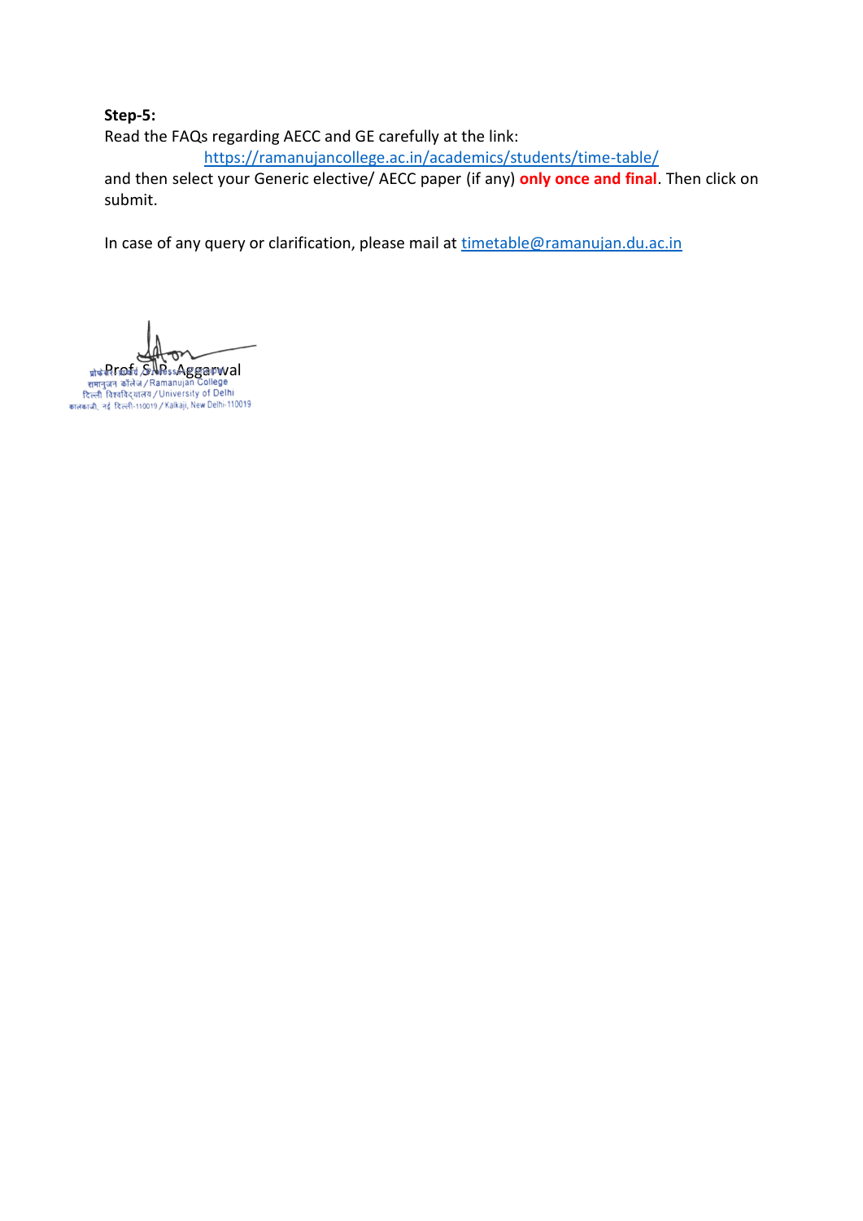**Step-5:**

Read the FAQs regarding AECC and GE carefully at the link:

https://ramanujancollege.ac.in/academics/students/time-table/

and then select your Generic elective/ AECC paper (if any) **only once and final**. Then click on submit.

In case of any query or clarification, please mail at timetable@ramanujan.du.ac.in

Prof. S.P. Aggarwal

प्रोफेसर/Professor
रामानुजन कॉलेज / Ramanujan College
दिल्ली विश्वविद्यालय / University of Delhi
कालकाजी, नई दिल्ली-110019 / Kalkaji, New Delhi-110019